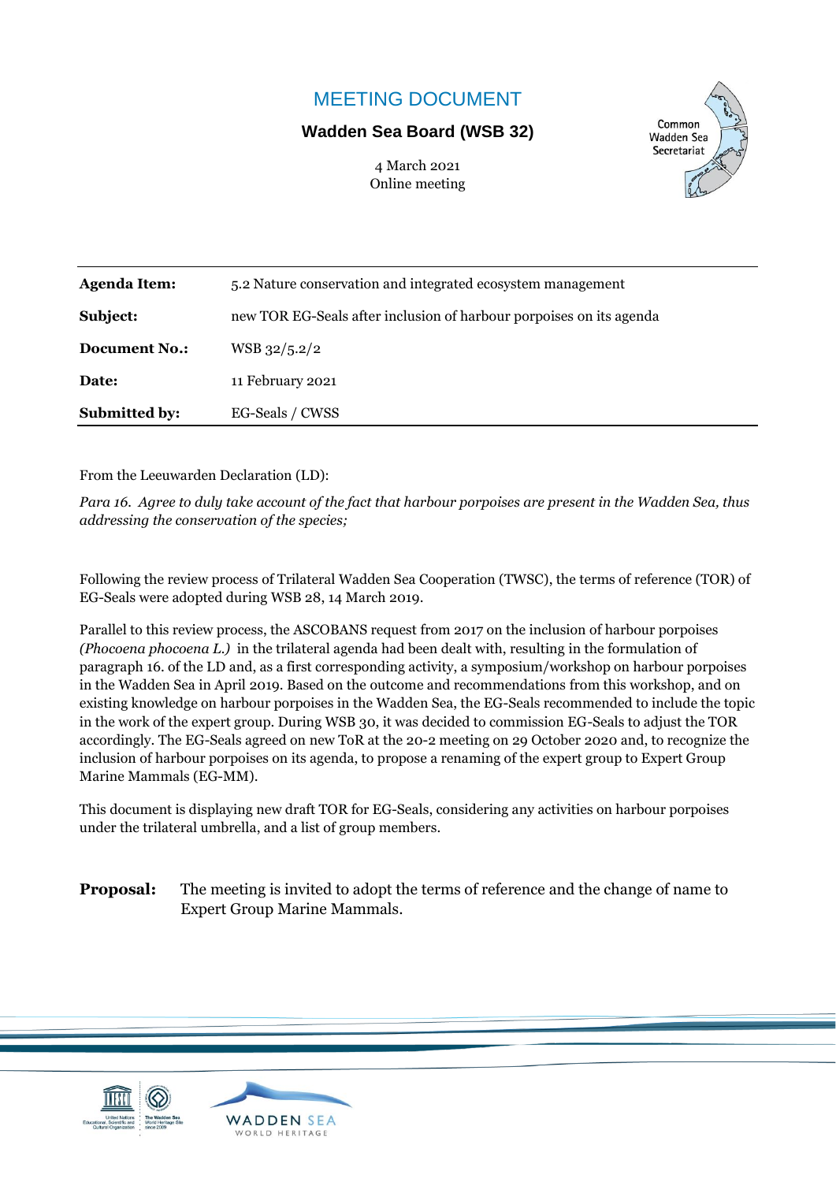# MEETING DOCUMENT

**Wadden Sea Board (WSB 32)**

4 March 2021
Online meeting

| | |
|---|---|
| **Agenda Item:** | 5.2 Nature conservation and integrated ecosystem management |
| **Subject:** | new TOR EG-Seals after inclusion of harbour porpoises on its agenda |
| **Document No.:** | WSB 32/5.2/2 |
| **Date:** | 11 February 2021 |
| **Submitted by:** | EG-Seals / CWSS |

From the Leeuwarden Declaration (LD):

*Para 16. Agree to duly take account of the fact that harbour porpoises are present in the Wadden Sea, thus addressing the conservation of the species;*

Following the review process of Trilateral Wadden Sea Cooperation (TWSC), the terms of reference (TOR) of EG-Seals were adopted during WSB 28, 14 March 2019.

Parallel to this review process, the ASCOBANS request from 2017 on the inclusion of harbour porpoises *(Phocoena phocoena L.)* in the trilateral agenda had been dealt with, resulting in the formulation of paragraph 16. of the LD and, as a first corresponding activity, a symposium/workshop on harbour porpoises in the Wadden Sea in April 2019. Based on the outcome and recommendations from this workshop, and on existing knowledge on harbour porpoises in the Wadden Sea, the EG-Seals recommended to include the topic in the work of the expert group. During WSB 30, it was decided to commission EG-Seals to adjust the TOR accordingly. The EG-Seals agreed on new ToR at the 20-2 meeting on 29 October 2020 and, to recognize the inclusion of harbour porpoises on its agenda, to propose a renaming of the expert group to Expert Group Marine Mammals (EG-MM).

This document is displaying new draft TOR for EG-Seals, considering any activities on harbour porpoises under the trilateral umbrella, and a list of group members.

**Proposal:** The meeting is invited to adopt the terms of reference and the change of name to Expert Group Marine Mammals.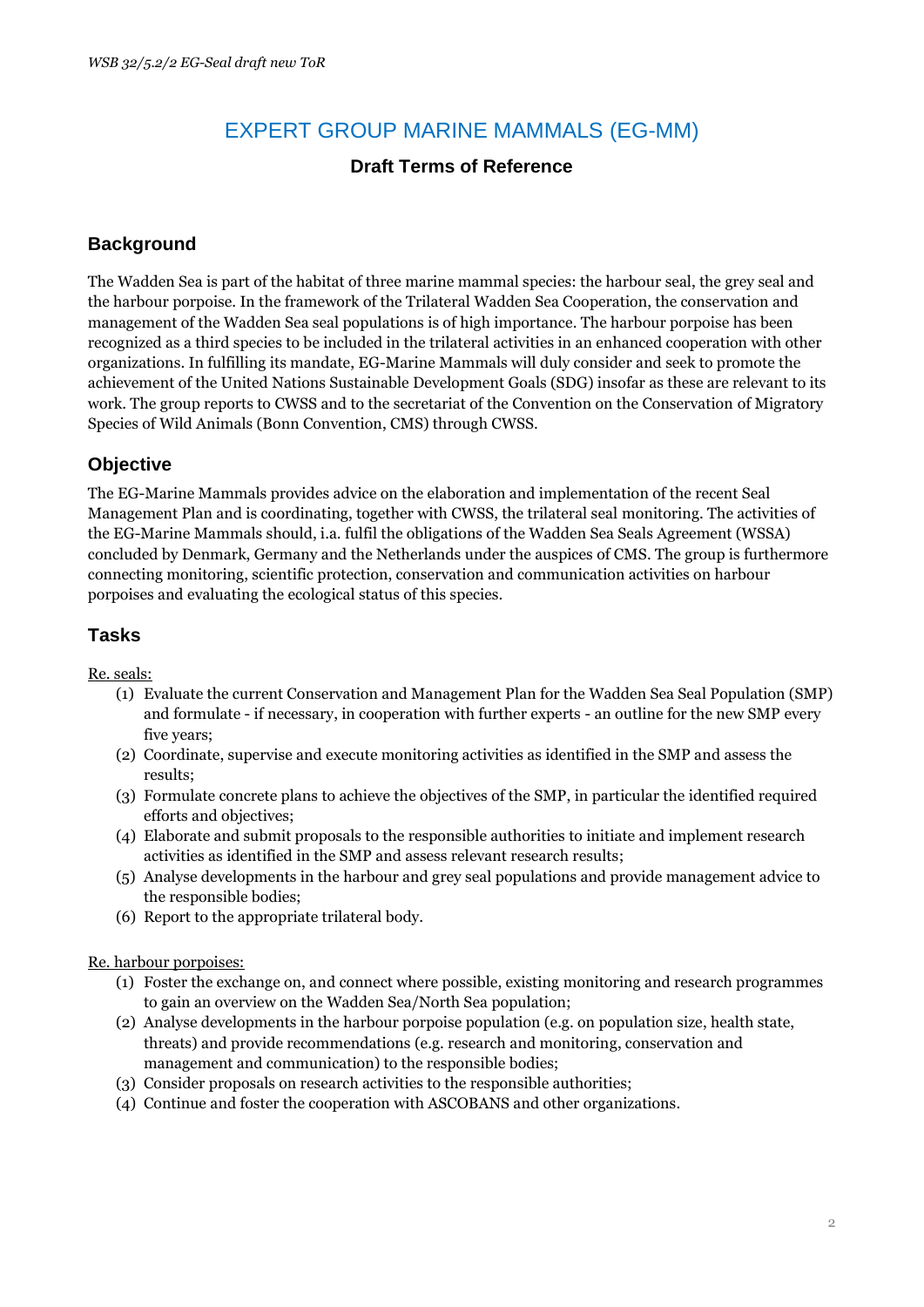# EXPERT GROUP MARINE MAMMALS (EG-MM)

### Draft Terms of Reference

## Background

The Wadden Sea is part of the habitat of three marine mammal species: the harbour seal, the grey seal and the harbour porpoise. In the framework of the Trilateral Wadden Sea Cooperation, the conservation and management of the Wadden Sea seal populations is of high importance. The harbour porpoise has been recognized as a third species to be included in the trilateral activities in an enhanced cooperation with other organizations. In fulfilling its mandate, EG-Marine Mammals will duly consider and seek to promote the achievement of the United Nations Sustainable Development Goals (SDG) insofar as these are relevant to its work. The group reports to CWSS and to the secretariat of the Convention on the Conservation of Migratory Species of Wild Animals (Bonn Convention, CMS) through CWSS.

## Objective

The EG-Marine Mammals provides advice on the elaboration and implementation of the recent Seal Management Plan and is coordinating, together with CWSS, the trilateral seal monitoring. The activities of the EG-Marine Mammals should, i.a. fulfil the obligations of the Wadden Sea Seals Agreement (WSSA) concluded by Denmark, Germany and the Netherlands under the auspices of CMS. The group is furthermore connecting monitoring, scientific protection, conservation and communication activities on harbour porpoises and evaluating the ecological status of this species.

## Tasks

Re. seals:

(1) Evaluate the current Conservation and Management Plan for the Wadden Sea Seal Population (SMP) and formulate - if necessary, in cooperation with further experts - an outline for the new SMP every five years;
(2) Coordinate, supervise and execute monitoring activities as identified in the SMP and assess the results;
(3) Formulate concrete plans to achieve the objectives of the SMP, in particular the identified required efforts and objectives;
(4) Elaborate and submit proposals to the responsible authorities to initiate and implement research activities as identified in the SMP and assess relevant research results;
(5) Analyse developments in the harbour and grey seal populations and provide management advice to the responsible bodies;
(6) Report to the appropriate trilateral body.

Re. harbour porpoises:

(1) Foster the exchange on, and connect where possible, existing monitoring and research programmes to gain an overview on the Wadden Sea/North Sea population;
(2) Analyse developments in the harbour porpoise population (e.g. on population size, health state, threats) and provide recommendations (e.g. research and monitoring, conservation and management and communication) to the responsible bodies;
(3) Consider proposals on research activities to the responsible authorities;
(4) Continue and foster the cooperation with ASCOBANS and other organizations.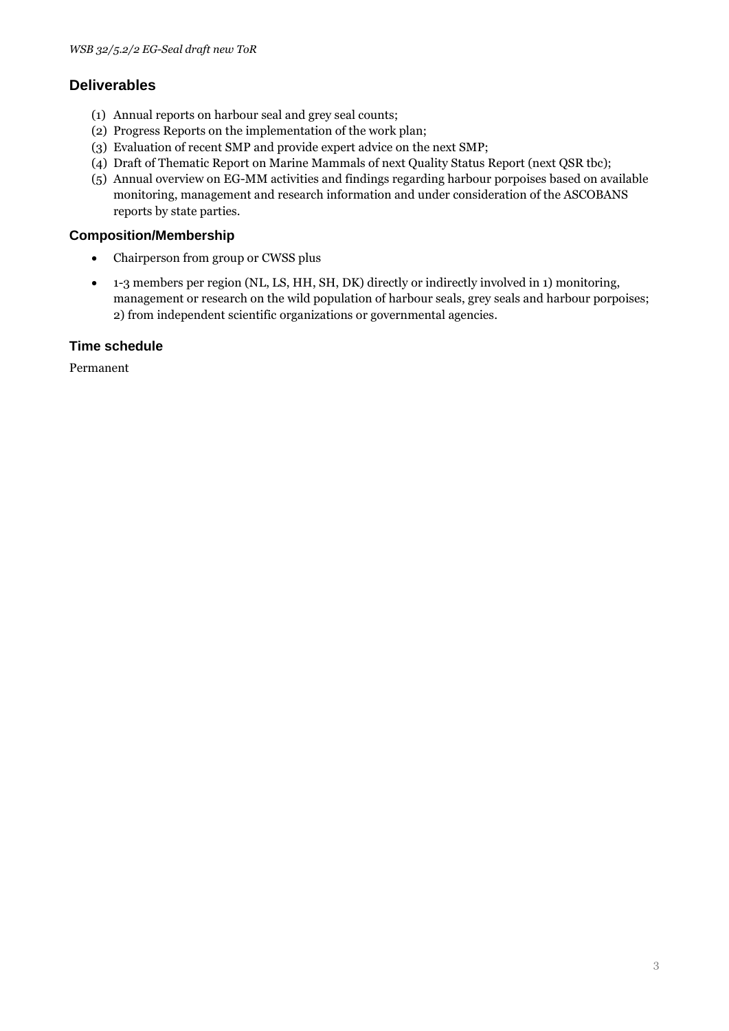## Deliverables

(1) Annual reports on harbour seal and grey seal counts;
(2) Progress Reports on the implementation of the work plan;
(3) Evaluation of recent SMP and provide expert advice on the next SMP;
(4) Draft of Thematic Report on Marine Mammals of next Quality Status Report (next QSR tbc);
(5) Annual overview on EG-MM activities and findings regarding harbour porpoises based on available monitoring, management and research information and under consideration of the ASCOBANS reports by state parties.

## Composition/Membership

- Chairperson from group or CWSS plus
- 1-3 members per region (NL, LS, HH, SH, DK) directly or indirectly involved in 1) monitoring, management or research on the wild population of harbour seals, grey seals and harbour porpoises; 2) from independent scientific organizations or governmental agencies.

## Time schedule

Permanent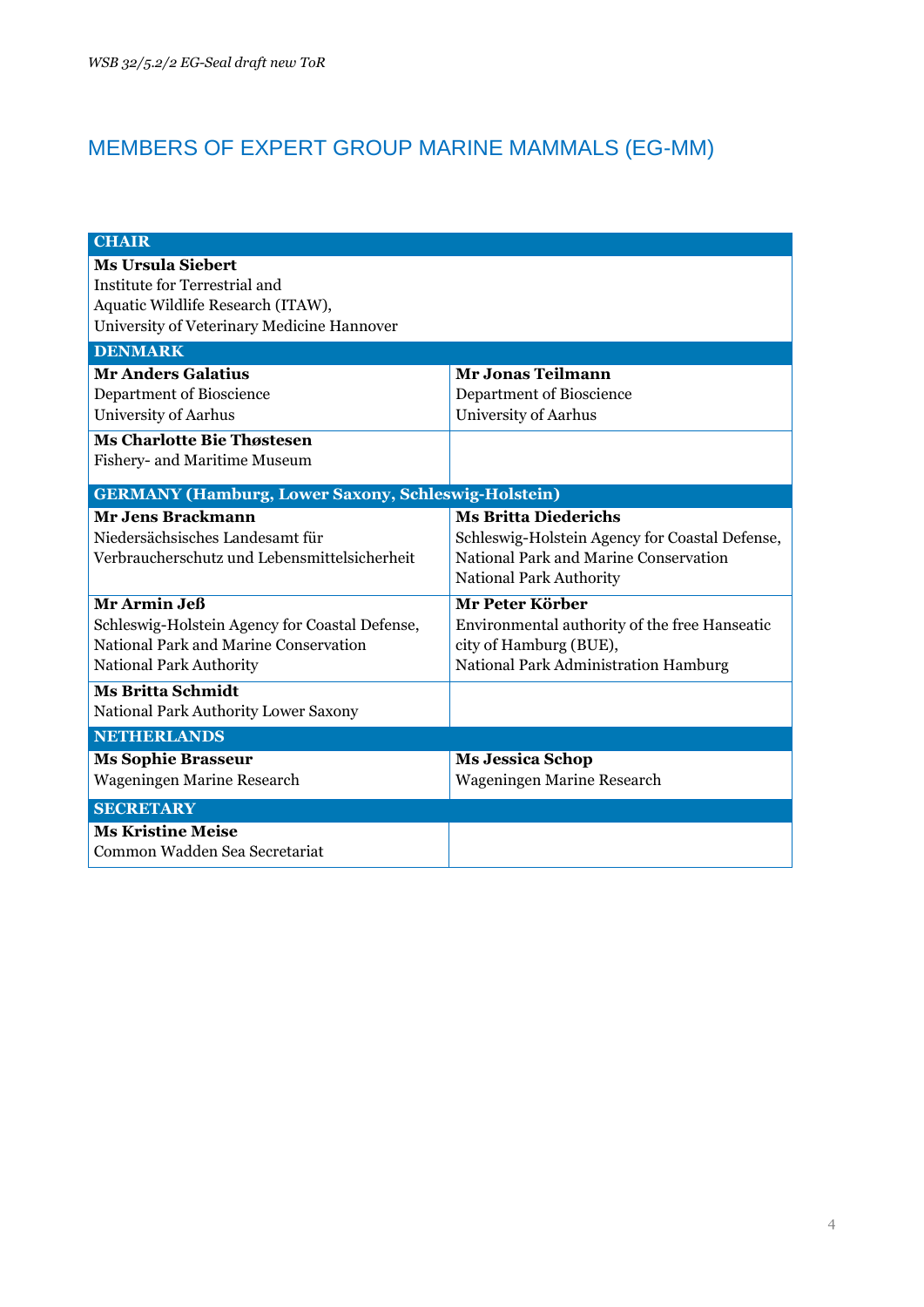## MEMBERS OF EXPERT GROUP MARINE MAMMALS (EG-MM)

| | |
|---|---|
| **CHAIR** | |
| **Ms Ursula Siebert**<br>Institute for Terrestrial and<br>Aquatic Wildlife Research (ITAW),<br>University of Veterinary Medicine Hannover | |
| **DENMARK** | |
| **Mr Anders Galatius**<br>Department of Bioscience<br>University of Aarhus | **Mr Jonas Teilmann**<br>Department of Bioscience<br>University of Aarhus |
| **Ms Charlotte Bie Thøstesen**<br>Fishery- and Maritime Museum | |
| **GERMANY (Hamburg, Lower Saxony, Schleswig-Holstein)** | |
| **Mr Jens Brackmann**<br>Niedersächsisches Landesamt für<br>Verbraucherschutz und Lebensmittelsicherheit | **Ms Britta Diederichs**<br>Schleswig-Holstein Agency for Coastal Defense,<br>National Park and Marine Conservation<br>National Park Authority |
| **Mr Armin Jeß**<br>Schleswig-Holstein Agency for Coastal Defense,<br>National Park and Marine Conservation<br>National Park Authority | **Mr Peter Körber**<br>Environmental authority of the free Hanseatic<br>city of Hamburg (BUE),<br>National Park Administration Hamburg |
| **Ms Britta Schmidt**<br>National Park Authority Lower Saxony | |
| **NETHERLANDS** | |
| **Ms Sophie Brasseur**<br>Wageningen Marine Research | **Ms Jessica Schop**<br>Wageningen Marine Research |
| **SECRETARY** | |
| **Ms Kristine Meise**<br>Common Wadden Sea Secretariat | |